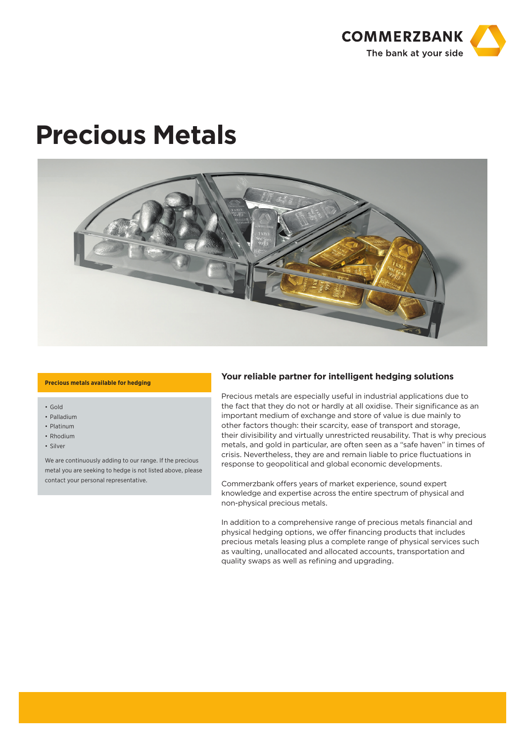COMMERZBANK
The bank at your side

# Precious Metals

**Precious metals available for hedging**

- Gold
- Palladium
- Platinum
- Rhodium
- Silver

We are continuously adding to our range. If the precious metal you are seeking to hedge is not listed above, please contact your personal representative.

## Your reliable partner for intelligent hedging solutions

Precious metals are especially useful in industrial applications due to the fact that they do not or hardly at all oxidise. Their significance as an important medium of exchange and store of value is due mainly to other factors though: their scarcity, ease of transport and storage, their divisibility and virtually unrestricted reusability. That is why precious metals, and gold in particular, are often seen as a "safe haven" in times of crisis. Nevertheless, they are and remain liable to price fluctuations in response to geopolitical and global economic developments.

Commerzbank offers years of market experience, sound expert knowledge and expertise across the entire spectrum of physical and non-physical precious metals.

In addition to a comprehensive range of precious metals financial and physical hedging options, we offer financing products that includes precious metals leasing plus a complete range of physical services such as vaulting, unallocated and allocated accounts, transportation and quality swaps as well as refining and upgrading.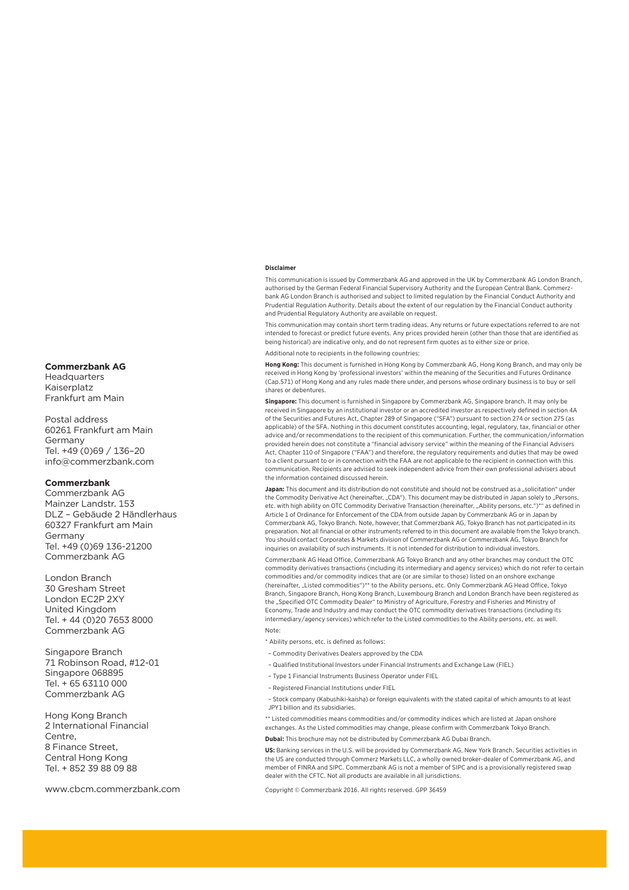**Commerzbank AG**
Headquarters
Kaiserplatz
Frankfurt am Main

Postal address
60261 Frankfurt am Main
Germany
Tel. +49 (0)69 / 136–20
info@commerzbank.com

**Commerzbank**
Commerzbank AG
Mainzer Landstr. 153
DLZ – Gebäude 2 Händlerhaus
60327 Frankfurt am Main
Germany
Tel. +49 (0)69 136-21200
Commerzbank AG

London Branch
30 Gresham Street
London EC2P 2XY
United Kingdom
Tel. + 44 (0)20 7653 8000
Commerzbank AG

Singapore Branch
71 Robinson Road, #12-01
Singapore 068895
Tel. + 65 63110 000
Commerzbank AG

Hong Kong Branch
2 International Financial Centre,
8 Finance Street,
Central Hong Kong
Tel. + 852 39 88 09 88

www.cbcm.commerzbank.com

**Disclaimer**

This communication is issued by Commerzbank AG and approved in the UK by Commerzbank AG London Branch, authorised by the German Federal Financial Supervisory Authority and the European Central Bank. Commerzbank AG London Branch is authorised and subject to limited regulation by the Financial Conduct Authority and Prudential Regulation Authority. Details about the extent of our regulation by the Financial Conduct authority and Prudential Regulatory Authority are available on request.

This communication may contain short term trading ideas. Any returns or future expectations referred to are not intended to forecast or predict future events. Any prices provided herein (other than those that are identified as being historical) are indicative only, and do not represent firm quotes as to either size or price.

Additional note to recipients in the following countries:

**Hong Kong:** This document is furnished in Hong Kong by Commerzbank AG, Hong Kong Branch, and may only be received in Hong Kong by 'professional investors' within the meaning of the Securities and Futures Ordinance (Cap.571) of Hong Kong and any rules made there under, and persons whose ordinary business is to buy or sell shares or debentures.

**Singapore:** This document is furnished in Singapore by Commerzbank AG, Singapore branch. It may only be received in Singapore by an institutional investor or an accredited investor as respectively defined in section 4A of the Securities and Futures Act, Chapter 289 of Singapore ("SFA") pursuant to section 274 or section 275 (as applicable) of the SFA. Nothing in this document constitutes accounting, legal, regulatory, tax, financial or other advice and/or recommendations to the recipient of this communication. Further, the communication/information provided herein does not constitute a "financial advisory service" within the meaning of the Financial Advisers Act, Chapter 110 of Singapore ("FAA") and therefore, the regulatory requirements and duties that may be owed to a client pursuant to or in connection with the FAA are not applicable to the recipient in connection with this communication. Recipients are advised to seek independent advice from their own professional advisers about the information contained discussed herein.

**Japan:** This document and its distribution do not constitute and should not be construed as a „solicitation" under the Commodity Derivative Act (hereinafter, „CDA"). This document may be distributed in Japan solely to „Persons, etc. with high ability on OTC Commodity Derivative Transaction (hereinafter, „Ability persons, etc.")*" as defined in Article 1 of Ordinance for Enforcement of the CDA from outside Japan by Commerzbank AG or in Japan by Commerzbank AG, Tokyo Branch. Note, however, that Commerzbank AG, Tokyo Branch has not participated in its preparation. Not all financial or other instruments referred to in this document are available from the Tokyo branch. You should contact Corporates & Markets division of Commerzbank AG or Commerzbank AG, Tokyo Branch for inquiries on availability of such instruments. It is not intended for distribution to individual investors.

Commerzbank AG Head Office, Commerzbank AG Tokyo Branch and any other branches may conduct the OTC commodity derivatives transactions (including its intermediary and agency services) which do not refer to certain commodities and/or commodity indices that are (or are similar to those) listed on an onshore exchange (hereinafter, „Listed commodities")** to the Ability persons, etc. Only Commerzbank AG Head Office, Tokyo Branch, Singapore Branch, Hong Kong Branch, Luxembourg Branch and London Branch have been registered as the „Specified OTC Commodity Dealer" to Ministry of Agriculture, Forestry and Fisheries and Ministry of Economy, Trade and Industry and may conduct the OTC commodity derivatives transactions (including its intermediary/agency services) which refer to the Listed commodities to the Ability persons, etc. as well.

Note:

* Ability persons, etc. is defined as follows:

– Commodity Derivatives Dealers approved by the CDA

– Qualified Institutional Investors under Financial Instruments and Exchange Law (FIEL)

– Type 1 Financial Instruments Business Operator under FIEL

– Registered Financial Institutions under FIEL

– Stock company (Kabushiki-kaisha) or foreign equivalents with the stated capital of which amounts to at least JPY1 billion and its subsidiaries.

** Listed commodities means commodities and/or commodity indices which are listed at Japan onshore exchanges. As the Listed commodities may change, please confirm with Commerzbank Tokyo Branch.

**Dubai:** This brochure may not be distributed by Commerzbank AG Dubai Branch.

**US:** Banking services in the U.S. will be provided by Commerzbank AG, New York Branch. Securities activities in the US are conducted through Commerz Markets LLC, a wholly owned broker-dealer of Commerzbank AG, and member of FINRA and SIPC. Commerzbank AG is not a member of SIPC and is a provisionally registered swap dealer with the CFTC. Not all products are available in all jurisdictions.

Copyright © Commerzbank 2016. All rights reserved. GPP 36459